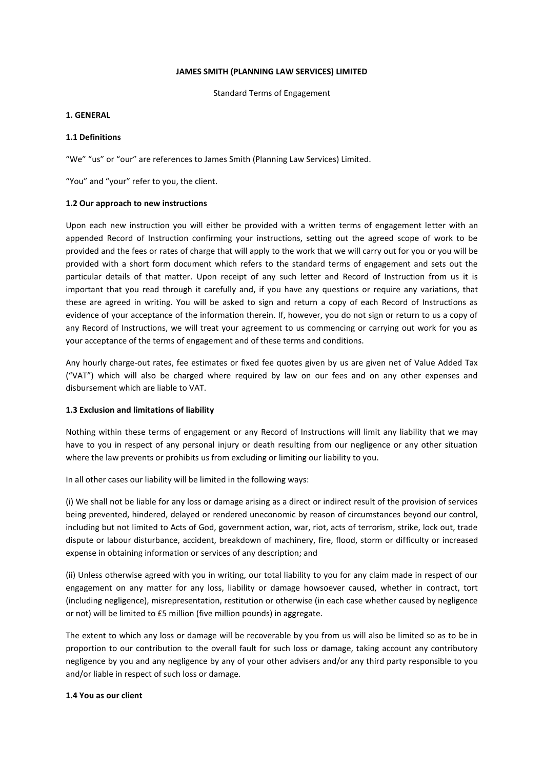**JAMES SMITH (PLANNING LAW SERVICES) LIMITED**

Standard Terms of Engagement

## 1. GENERAL

### 1.1 Definitions

"We" "us" or "our" are references to James Smith (Planning Law Services) Limited.

"You" and "your" refer to you, the client.

### 1.2 Our approach to new instructions

Upon each new instruction you will either be provided with a written terms of engagement letter with an appended Record of Instruction confirming your instructions, setting out the agreed scope of work to be provided and the fees or rates of charge that will apply to the work that we will carry out for you or you will be provided with a short form document which refers to the standard terms of engagement and sets out the particular details of that matter. Upon receipt of any such letter and Record of Instruction from us it is important that you read through it carefully and, if you have any questions or require any variations, that these are agreed in writing. You will be asked to sign and return a copy of each Record of Instructions as evidence of your acceptance of the information therein. If, however, you do not sign or return to us a copy of any Record of Instructions, we will treat your agreement to us commencing or carrying out work for you as your acceptance of the terms of engagement and of these terms and conditions.

Any hourly charge-out rates, fee estimates or fixed fee quotes given by us are given net of Value Added Tax ("VAT") which will also be charged where required by law on our fees and on any other expenses and disbursement which are liable to VAT.

### 1.3 Exclusion and limitations of liability

Nothing within these terms of engagement or any Record of Instructions will limit any liability that we may have to you in respect of any personal injury or death resulting from our negligence or any other situation where the law prevents or prohibits us from excluding or limiting our liability to you.

In all other cases our liability will be limited in the following ways:

(i) We shall not be liable for any loss or damage arising as a direct or indirect result of the provision of services being prevented, hindered, delayed or rendered uneconomic by reason of circumstances beyond our control, including but not limited to Acts of God, government action, war, riot, acts of terrorism, strike, lock out, trade dispute or labour disturbance, accident, breakdown of machinery, fire, flood, storm or difficulty or increased expense in obtaining information or services of any description; and

(ii) Unless otherwise agreed with you in writing, our total liability to you for any claim made in respect of our engagement on any matter for any loss, liability or damage howsoever caused, whether in contract, tort (including negligence), misrepresentation, restitution or otherwise (in each case whether caused by negligence or not) will be limited to £5 million (five million pounds) in aggregate.

The extent to which any loss or damage will be recoverable by you from us will also be limited so as to be in proportion to our contribution to the overall fault for such loss or damage, taking account any contributory negligence by you and any negligence by any of your other advisers and/or any third party responsible to you and/or liable in respect of such loss or damage.

### 1.4 You as our client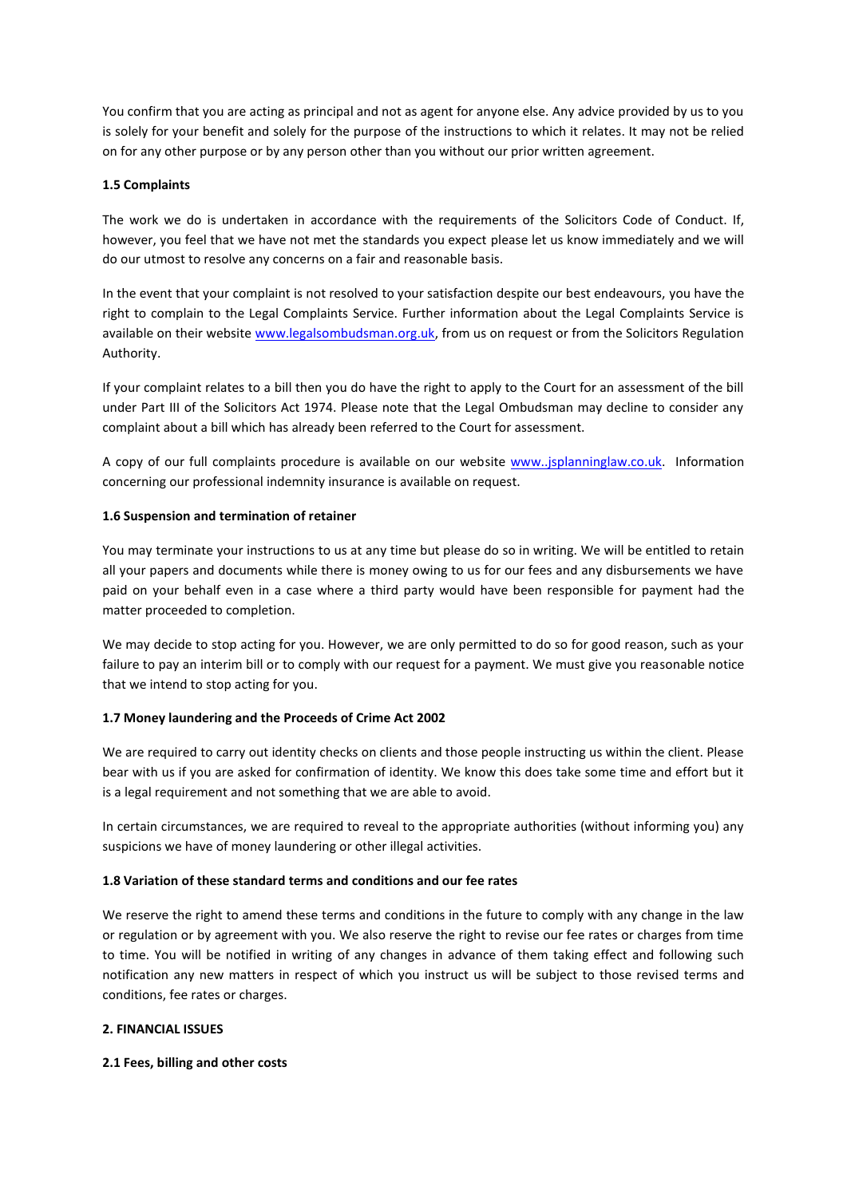You confirm that you are acting as principal and not as agent for anyone else. Any advice provided by us to you is solely for your benefit and solely for the purpose of the instructions to which it relates. It may not be relied on for any other purpose or by any person other than you without our prior written agreement.

**1.5 Complaints**

The work we do is undertaken in accordance with the requirements of the Solicitors Code of Conduct. If, however, you feel that we have not met the standards you expect please let us know immediately and we will do our utmost to resolve any concerns on a fair and reasonable basis.

In the event that your complaint is not resolved to your satisfaction despite our best endeavours, you have the right to complain to the Legal Complaints Service. Further information about the Legal Complaints Service is available on their website www.legalsombudsman.org.uk, from us on request or from the Solicitors Regulation Authority.

If your complaint relates to a bill then you do have the right to apply to the Court for an assessment of the bill under Part III of the Solicitors Act 1974. Please note that the Legal Ombudsman may decline to consider any complaint about a bill which has already been referred to the Court for assessment.

A copy of our full complaints procedure is available on our website www..jsplanninglaw.co.uk. Information concerning our professional indemnity insurance is available on request.

**1.6 Suspension and termination of retainer**

You may terminate your instructions to us at any time but please do so in writing. We will be entitled to retain all your papers and documents while there is money owing to us for our fees and any disbursements we have paid on your behalf even in a case where a third party would have been responsible for payment had the matter proceeded to completion.

We may decide to stop acting for you. However, we are only permitted to do so for good reason, such as your failure to pay an interim bill or to comply with our request for a payment. We must give you reasonable notice that we intend to stop acting for you.

**1.7 Money laundering and the Proceeds of Crime Act 2002**

We are required to carry out identity checks on clients and those people instructing us within the client. Please bear with us if you are asked for confirmation of identity. We know this does take some time and effort but it is a legal requirement and not something that we are able to avoid.

In certain circumstances, we are required to reveal to the appropriate authorities (without informing you) any suspicions we have of money laundering or other illegal activities.

**1.8 Variation of these standard terms and conditions and our fee rates**

We reserve the right to amend these terms and conditions in the future to comply with any change in the law or regulation or by agreement with you. We also reserve the right to revise our fee rates or charges from time to time. You will be notified in writing of any changes in advance of them taking effect and following such notification any new matters in respect of which you instruct us will be subject to those revised terms and conditions, fee rates or charges.

**2. FINANCIAL ISSUES**

**2.1 Fees, billing and other costs**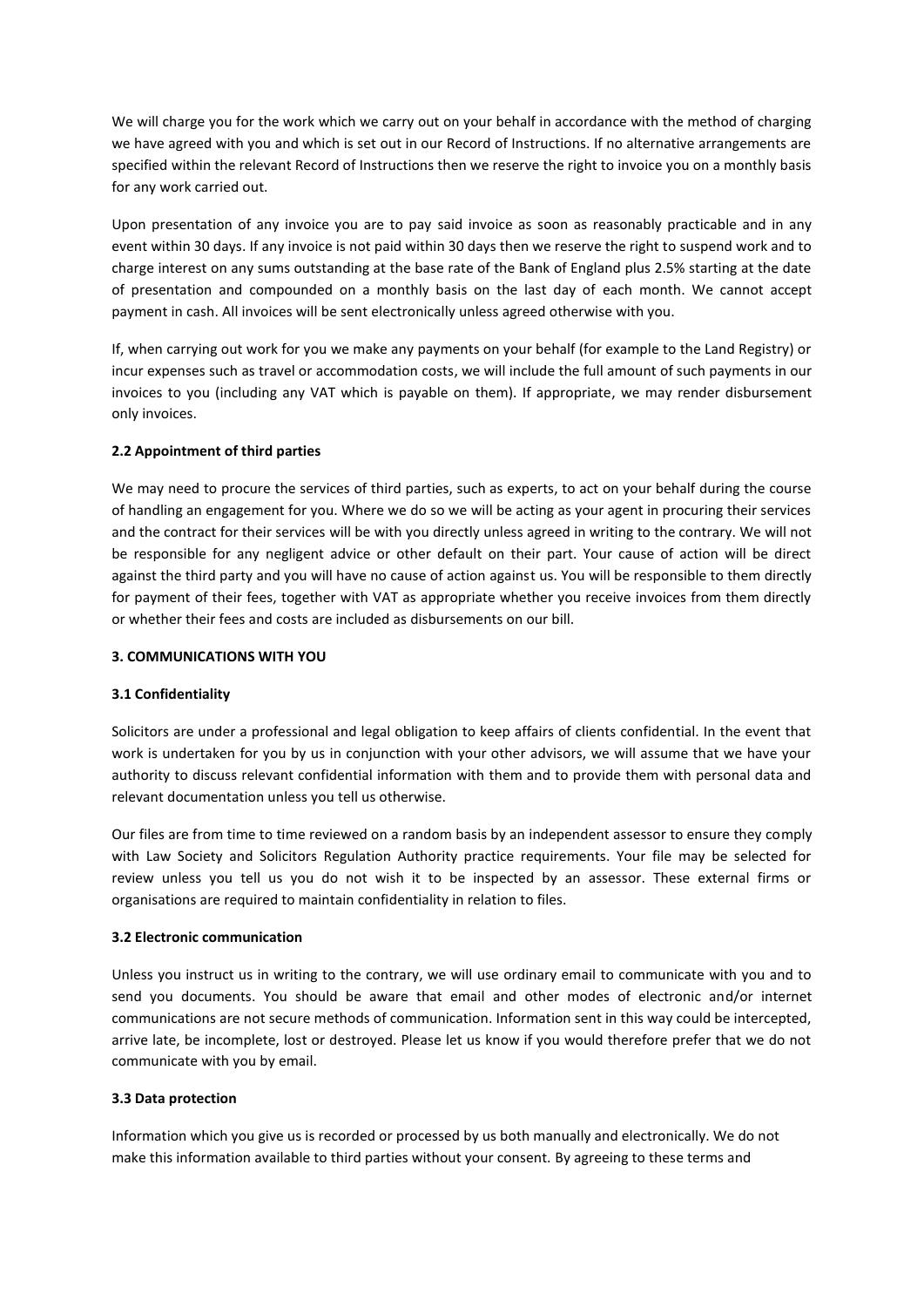We will charge you for the work which we carry out on your behalf in accordance with the method of charging we have agreed with you and which is set out in our Record of Instructions. If no alternative arrangements are specified within the relevant Record of Instructions then we reserve the right to invoice you on a monthly basis for any work carried out.

Upon presentation of any invoice you are to pay said invoice as soon as reasonably practicable and in any event within 30 days. If any invoice is not paid within 30 days then we reserve the right to suspend work and to charge interest on any sums outstanding at the base rate of the Bank of England plus 2.5% starting at the date of presentation and compounded on a monthly basis on the last day of each month. We cannot accept payment in cash. All invoices will be sent electronically unless agreed otherwise with you.

If, when carrying out work for you we make any payments on your behalf (for example to the Land Registry) or incur expenses such as travel or accommodation costs, we will include the full amount of such payments in our invoices to you (including any VAT which is payable on them). If appropriate, we may render disbursement only invoices.

**2.2 Appointment of third parties**

We may need to procure the services of third parties, such as experts, to act on your behalf during the course of handling an engagement for you. Where we do so we will be acting as your agent in procuring their services and the contract for their services will be with you directly unless agreed in writing to the contrary. We will not be responsible for any negligent advice or other default on their part. Your cause of action will be direct against the third party and you will have no cause of action against us. You will be responsible to them directly for payment of their fees, together with VAT as appropriate whether you receive invoices from them directly or whether their fees and costs are included as disbursements on our bill.

**3. COMMUNICATIONS WITH YOU**

**3.1 Confidentiality**

Solicitors are under a professional and legal obligation to keep affairs of clients confidential. In the event that work is undertaken for you by us in conjunction with your other advisors, we will assume that we have your authority to discuss relevant confidential information with them and to provide them with personal data and relevant documentation unless you tell us otherwise.

Our files are from time to time reviewed on a random basis by an independent assessor to ensure they comply with Law Society and Solicitors Regulation Authority practice requirements. Your file may be selected for review unless you tell us you do not wish it to be inspected by an assessor. These external firms or organisations are required to maintain confidentiality in relation to files.

**3.2 Electronic communication**

Unless you instruct us in writing to the contrary, we will use ordinary email to communicate with you and to send you documents. You should be aware that email and other modes of electronic and/or internet communications are not secure methods of communication. Information sent in this way could be intercepted, arrive late, be incomplete, lost or destroyed. Please let us know if you would therefore prefer that we do not communicate with you by email.

**3.3 Data protection**

Information which you give us is recorded or processed by us both manually and electronically. We do not make this information available to third parties without your consent. By agreeing to these terms and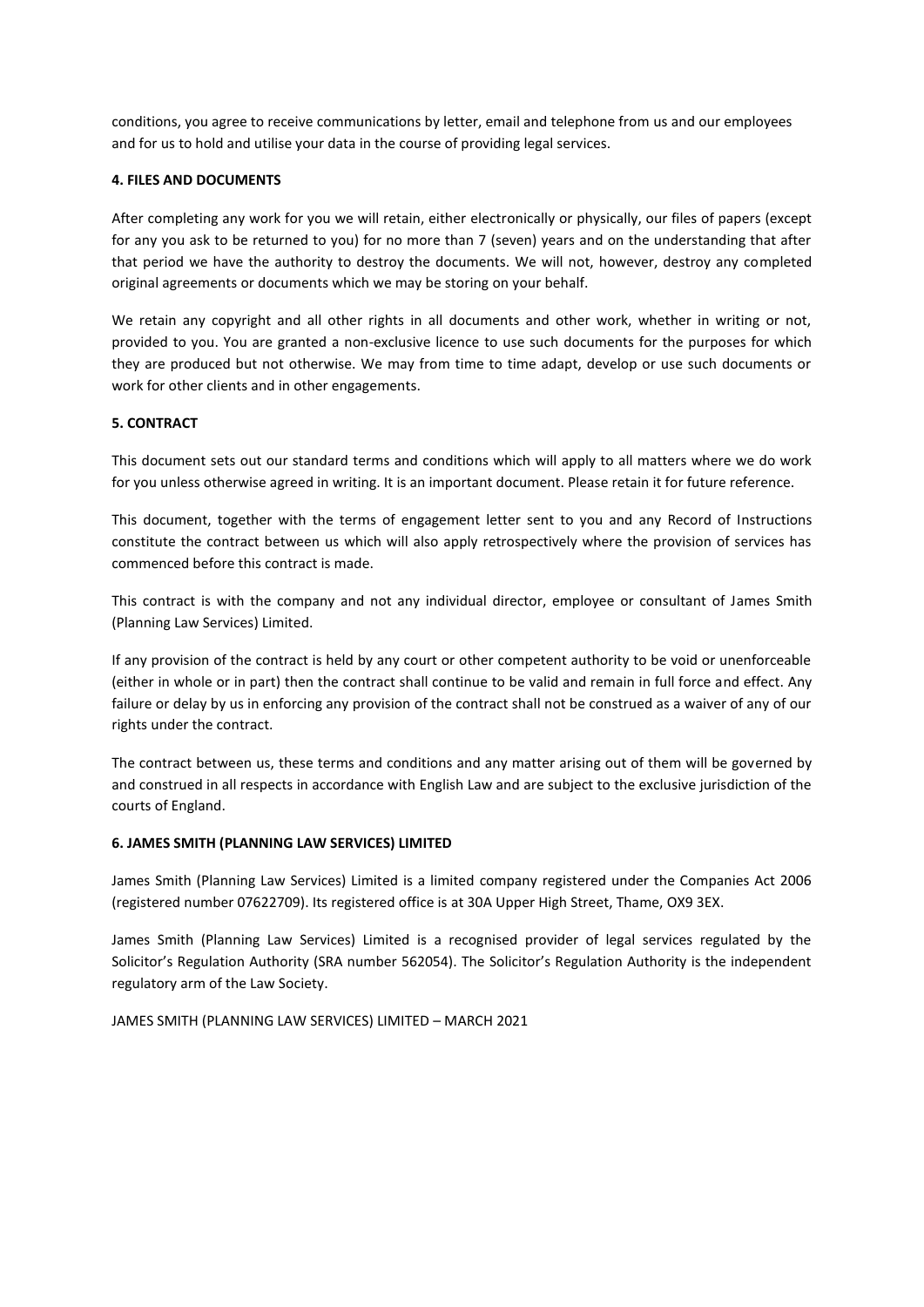conditions, you agree to receive communications by letter, email and telephone from us and our employees and for us to hold and utilise your data in the course of providing legal services.

**4. FILES AND DOCUMENTS**

After completing any work for you we will retain, either electronically or physically, our files of papers (except for any you ask to be returned to you) for no more than 7 (seven) years and on the understanding that after that period we have the authority to destroy the documents. We will not, however, destroy any completed original agreements or documents which we may be storing on your behalf.

We retain any copyright and all other rights in all documents and other work, whether in writing or not, provided to you. You are granted a non-exclusive licence to use such documents for the purposes for which they are produced but not otherwise. We may from time to time adapt, develop or use such documents or work for other clients and in other engagements.

**5. CONTRACT**

This document sets out our standard terms and conditions which will apply to all matters where we do work for you unless otherwise agreed in writing. It is an important document. Please retain it for future reference.

This document, together with the terms of engagement letter sent to you and any Record of Instructions constitute the contract between us which will also apply retrospectively where the provision of services has commenced before this contract is made.

This contract is with the company and not any individual director, employee or consultant of James Smith (Planning Law Services) Limited.

If any provision of the contract is held by any court or other competent authority to be void or unenforceable (either in whole or in part) then the contract shall continue to be valid and remain in full force and effect. Any failure or delay by us in enforcing any provision of the contract shall not be construed as a waiver of any of our rights under the contract.

The contract between us, these terms and conditions and any matter arising out of them will be governed by and construed in all respects in accordance with English Law and are subject to the exclusive jurisdiction of the courts of England.

**6. JAMES SMITH (PLANNING LAW SERVICES) LIMITED**

James Smith (Planning Law Services) Limited is a limited company registered under the Companies Act 2006 (registered number 07622709). Its registered office is at 30A Upper High Street, Thame, OX9 3EX.

James Smith (Planning Law Services) Limited is a recognised provider of legal services regulated by the Solicitor's Regulation Authority (SRA number 562054). The Solicitor's Regulation Authority is the independent regulatory arm of the Law Society.

JAMES SMITH (PLANNING LAW SERVICES) LIMITED – MARCH 2021